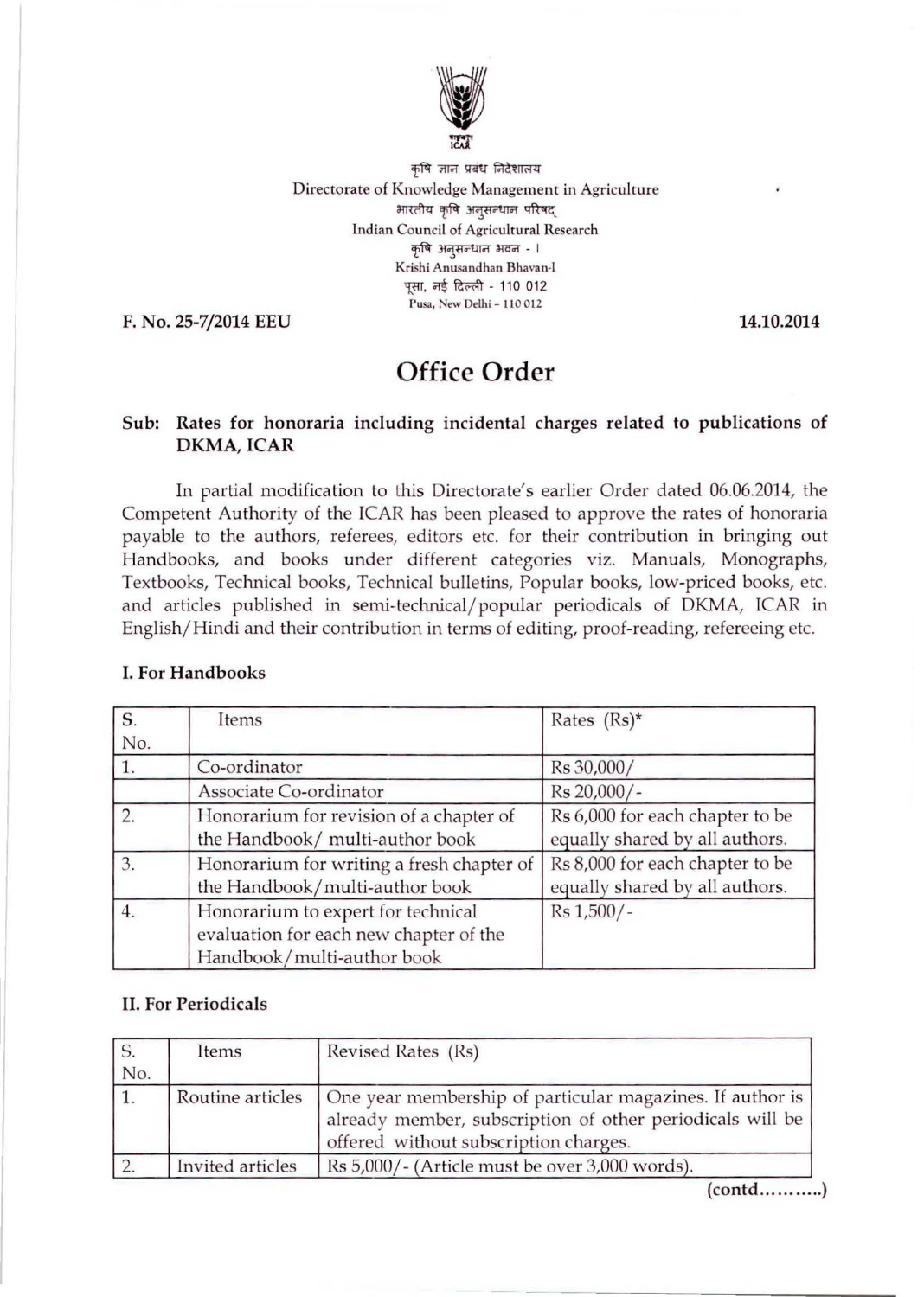कृषि ज्ञान प्रबंध निदेशालय
Directorate of Knowledge Management in Agriculture
भारतीय कृषि अनुसन्धान परिषद्
Indian Council of Agricultural Research
कृषि अनुसन्धान भवन - I
Krishi Anusandhan Bhavan-I
पूसा, नई दिल्ली - 110 012
Pusa, New Delhi - 110 012

**F. No. 25-7/2014 EEU** **14.10.2014**

# Office Order

**Sub: Rates for honoraria including incidental charges related to publications of DKMA, ICAR**

In partial modification to this Directorate's earlier Order dated 06.06.2014, the Competent Authority of the ICAR has been pleased to approve the rates of honoraria payable to the authors, referees, editors etc. for their contribution in bringing out Handbooks, and books under different categories viz. Manuals, Monographs, Textbooks, Technical books, Technical bulletins, Popular books, low-priced books, etc. and articles published in semi-technical/popular periodicals of DKMA, ICAR in English/Hindi and their contribution in terms of editing, proof-reading, refereeing etc.

### I. For Handbooks

| S. No. | Items | Rates (Rs)* |
|---|---|---|
| 1. | Co-ordinator | Rs 30,000/ |
| | Associate Co-ordinator | Rs 20,000/- |
| 2. | Honorarium for revision of a chapter of the Handbook/ multi-author book | Rs 6,000 for each chapter to be equally shared by all authors. |
| 3. | Honorarium for writing a fresh chapter of the Handbook/multi-author book | Rs 8,000 for each chapter to be equally shared by all authors. |
| 4. | Honorarium to expert for technical evaluation for each new chapter of the Handbook/multi-author book | Rs 1,500/- |

### II. For Periodicals

| S. No. | Items | Revised Rates (Rs) |
|---|---|---|
| 1. | Routine articles | One year membership of particular magazines. If author is already member, subscription of other periodicals will be offered without subscription charges. |
| 2. | Invited articles | Rs 5,000/- (Article must be over 3,000 words). |

(contd..........)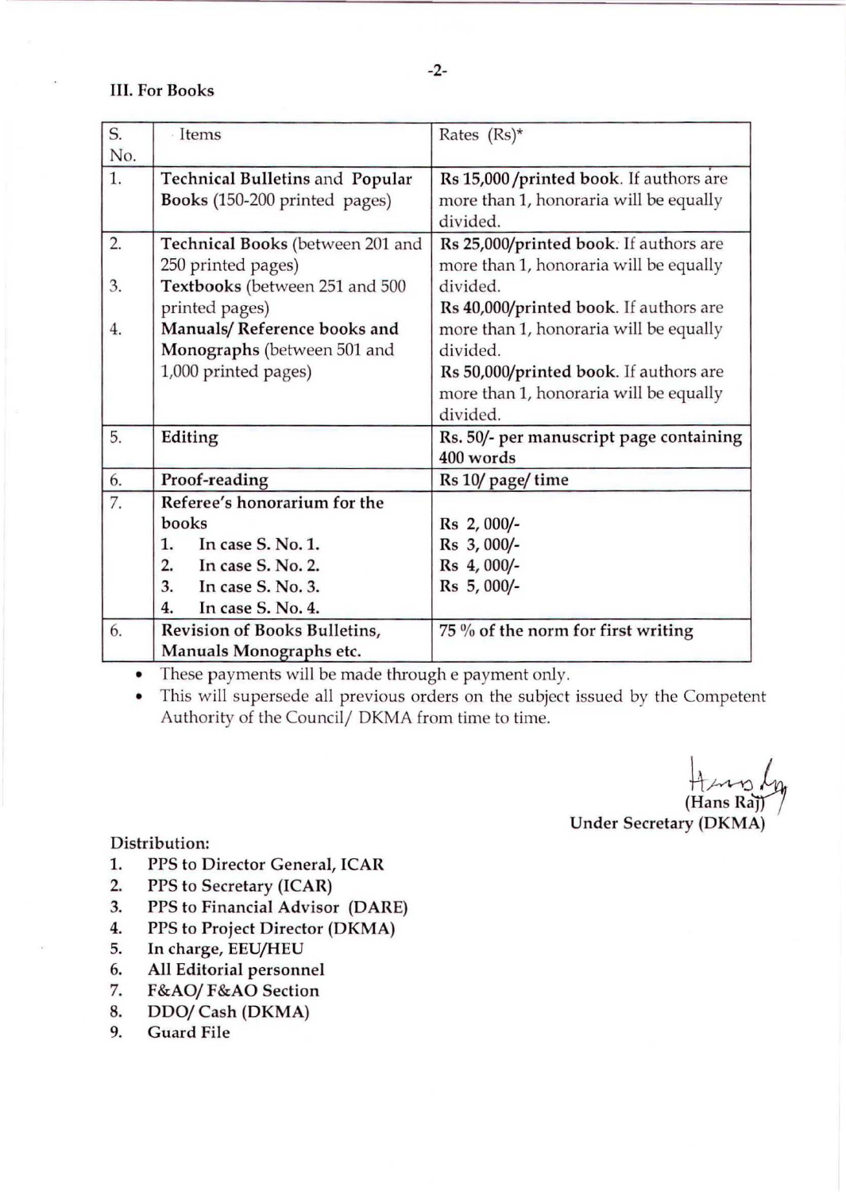### III. For Books

| S. No. | Items | Rates (Rs)* |
|---|---|---|
| 1. | **Technical Bulletins** and **Popular Books** (150-200 printed pages) | **Rs 15,000 /printed book**. If authors are more than 1, honoraria will be equally divided. |
| 2. | **Technical Books** (between 201 and 250 printed pages) | **Rs 25,000/printed book**. If authors are more than 1, honoraria will be equally divided. |
| 3. | **Textbooks** (between 251 and 500 printed pages) | **Rs 40,000/printed book**. If authors are more than 1, honoraria will be equally divided. |
| 4. | **Manuals/ Reference books and Monographs** (between 501 and 1,000 printed pages) | **Rs 50,000/printed book**. If authors are more than 1, honoraria will be equally divided. |
| 5. | **Editing** | **Rs. 50/- per manuscript page containing 400 words** |
| 6. | **Proof-reading** | **Rs 10/ page/ time** |
| 7. | **Referee's honorarium for the books**<br>1. In case S. No. 1.<br>2. In case S. No. 2.<br>3. In case S. No. 3.<br>4. In case S. No. 4. | <br>**Rs 2, 000/-**<br>**Rs 3, 000/-**<br>**Rs 4, 000/-**<br>**Rs 5, 000/-** |
| 6. | **Revision of Books Bulletins, Manuals Monographs etc.** | **75 % of the norm for first writing** |

- These payments will be made through e payment only.
- This will supersede all previous orders on the subject issued by the Competent Authority of the Council/ DKMA from time to time.

(Hans Raj)
**Under Secretary (DKMA)**

**Distribution:**

1. **PPS to Director General, ICAR**
2. **PPS to Secretary (ICAR)**
3. **PPS to Financial Advisor (DARE)**
4. **PPS to Project Director (DKMA)**
5. **In charge, EEU/HEU**
6. **All Editorial personnel**
7. **F&AO/ F&AO Section**
8. **DDO/ Cash (DKMA)**
9. **Guard File**